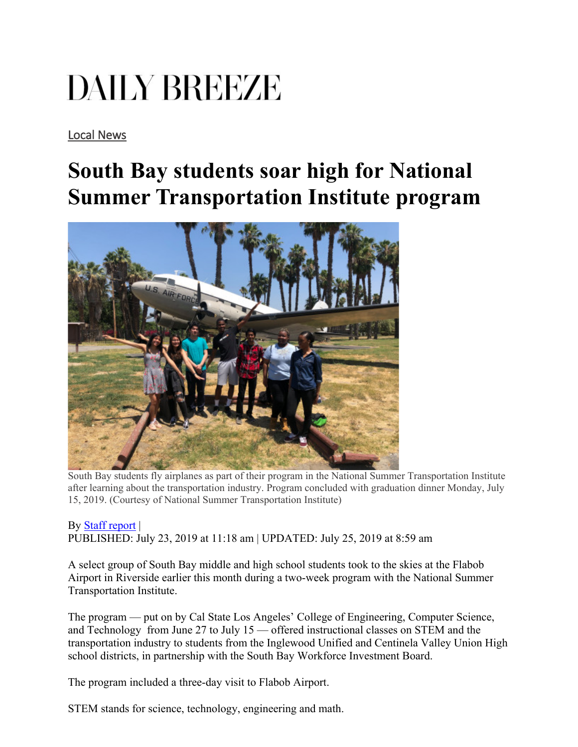# DAILY BREEZE

Local News

## South Bay students soar high for National Summer Transportation Institute program

South Bay students fly airplanes as part of their program in the National Summer Transportation Institute after learning about the transportation industry. Program concluded with graduation dinner Monday, July 15, 2019. (Courtesy of National Summer Transportation Institute)

By Staff report |
PUBLISHED: July 23, 2019 at 11:18 am | UPDATED: July 25, 2019 at 8:59 am

A select group of South Bay middle and high school students took to the skies at the Flabob Airport in Riverside earlier this month during a two-week program with the National Summer Transportation Institute.

The program — put on by Cal State Los Angeles' College of Engineering, Computer Science, and Technology from June 27 to July 15 — offered instructional classes on STEM and the transportation industry to students from the Inglewood Unified and Centinela Valley Union High school districts, in partnership with the South Bay Workforce Investment Board.

The program included a three-day visit to Flabob Airport.

STEM stands for science, technology, engineering and math.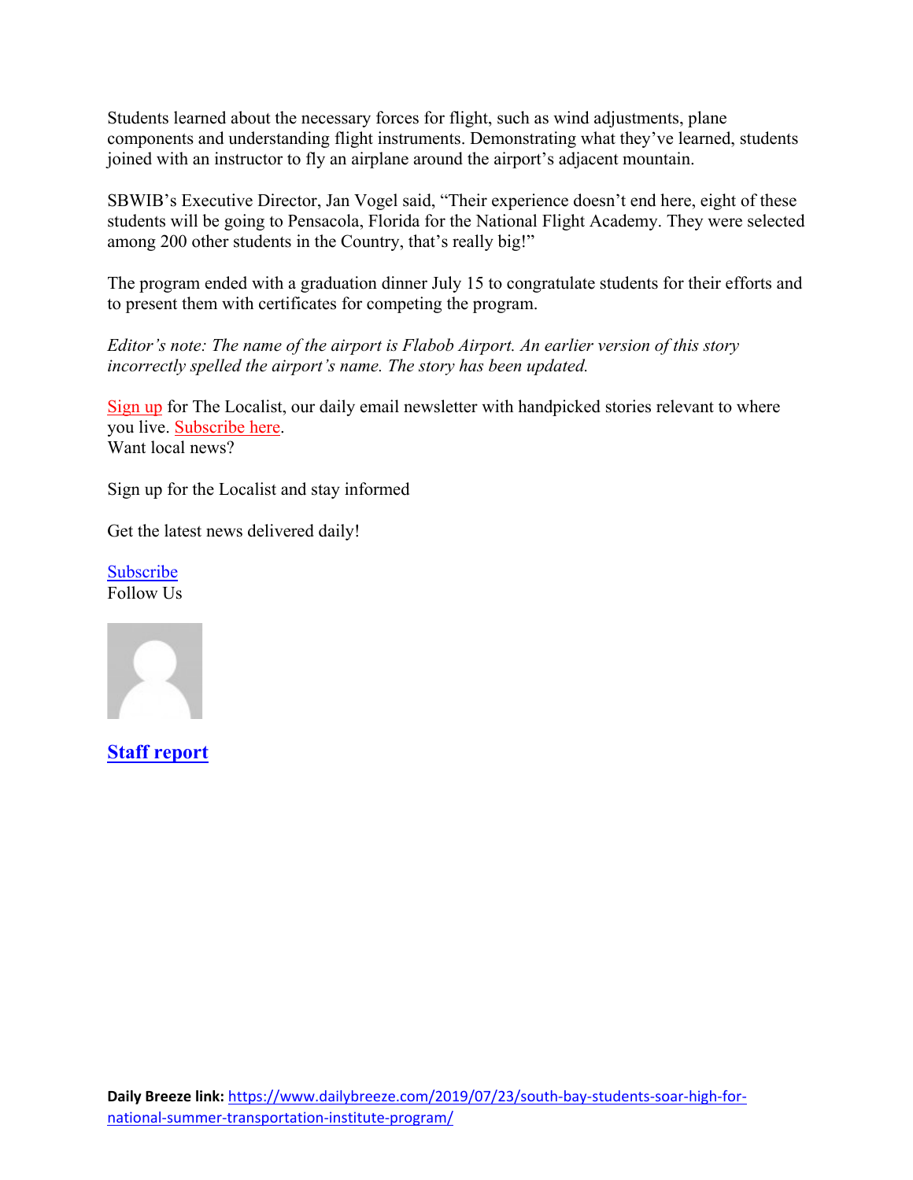Students learned about the necessary forces for flight, such as wind adjustments, plane components and understanding flight instruments. Demonstrating what they've learned, students joined with an instructor to fly an airplane around the airport's adjacent mountain.

SBWIB's Executive Director, Jan Vogel said, "Their experience doesn't end here, eight of these students will be going to Pensacola, Florida for the National Flight Academy. They were selected among 200 other students in the Country, that's really big!"

The program ended with a graduation dinner July 15 to congratulate students for their efforts and to present them with certificates for competing the program.

*Editor's note: The name of the airport is Flabob Airport. An earlier version of this story incorrectly spelled the airport's name. The story has been updated.*

Sign up for The Localist, our daily email newsletter with handpicked stories relevant to where you live. Subscribe here.

Want local news?

Sign up for the Localist and stay informed

Get the latest news delivered daily!

Subscribe

Follow Us

**Staff report**

**Daily Breeze link:** https://www.dailybreeze.com/2019/07/23/south-bay-students-soar-high-for-national-summer-transportation-institute-program/